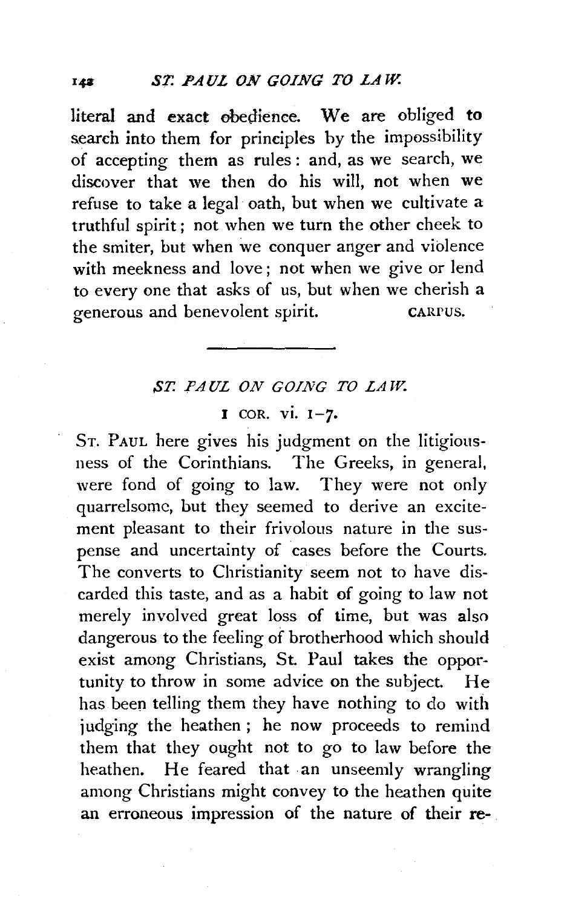literal and exact obedience. We are obliged to search into them for principles by the impossibility of accepting them as rules: and, as we search, we discover that we then do his will, not when we refuse to take a legal oath, but when we cultivate a truthful spirit; not when we turn the other cheek to the smiter, but when we conquer anger and violence with meekness and love; not when we give or lend to every one that asks of us, but when we cherish a generous and benevolent spirit. CARPUS.

---

## *ST. PAUL ON GOING TO LAW.*

### I COR. vi. 1–7.

ST. PAUL here gives his judgment on the litigiousness of the Corinthians. The Greeks, in general, were fond of going to law. They were not only quarrelsome, but they seemed to derive an excitement pleasant to their frivolous nature in the suspense and uncertainty of cases before the Courts. The converts to Christianity seem not to have discarded this taste, and as a habit of going to law not merely involved great loss of time, but was also dangerous to the feeling of brotherhood which should exist among Christians, St. Paul takes the opportunity to throw in some advice on the subject. He has been telling them they have nothing to do with judging the heathen; he now proceeds to remind them that they ought not to go to law before the heathen. He feared that an unseemly wrangling among Christians might convey to the heathen quite an erroneous impression of the nature of their re-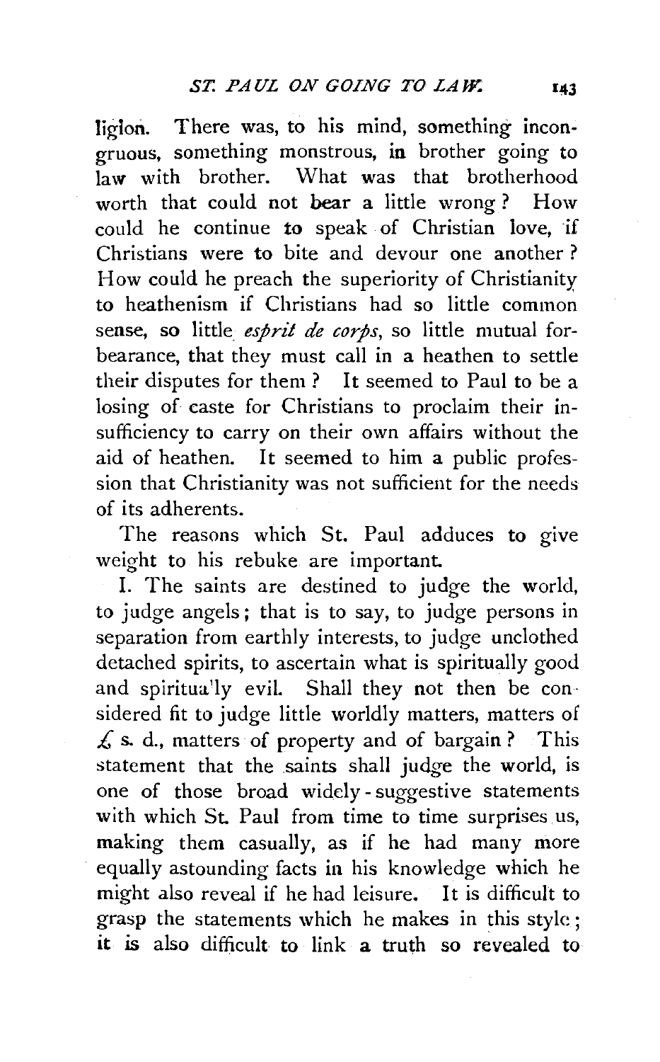ligion. There was, to his mind, something incongruous, something monstrous, in brother going to law with brother. What was that brotherhood worth that could not bear a little wrong? How could he continue to speak of Christian love, if Christians were to bite and devour one another? How could he preach the superiority of Christianity to heathenism if Christians had so little common sense, so little *esprit de corps*, so little mutual forbearance, that they must call in a heathen to settle their disputes for them? It seemed to Paul to be a losing of caste for Christians to proclaim their insufficiency to carry on their own affairs without the aid of heathen. It seemed to him a public profession that Christianity was not sufficient for the needs of its adherents.

The reasons which St. Paul adduces to give weight to his rebuke are important.

I. The saints are destined to judge the world, to judge angels; that is to say, to judge persons in separation from earthly interests, to judge unclothed detached spirits, to ascertain what is spiritually good and spiritually evil. Shall they not then be considered fit to judge little worldly matters, matters of £ s. d., matters of property and of bargain? This statement that the saints shall judge the world, is one of those broad widely-suggestive statements with which St. Paul from time to time surprises us, making them casually, as if he had many more equally astounding facts in his knowledge which he might also reveal if he had leisure. It is difficult to grasp the statements which he makes in this style; it is also difficult to link a truth so revealed to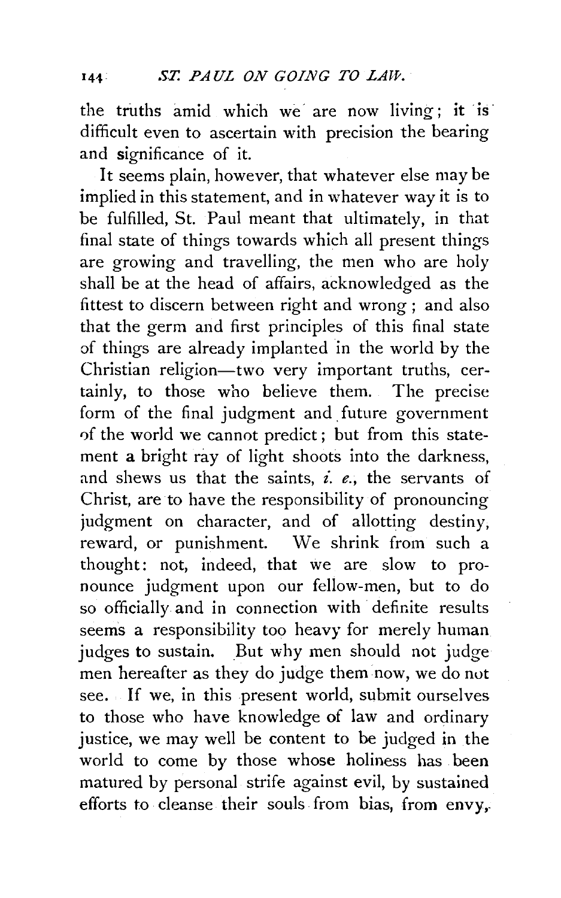the truths amid which we are now living; it is difficult even to ascertain with precision the bearing and significance of it.

It seems plain, however, that whatever else may be implied in this statement, and in whatever way it is to be fulfilled, St. Paul meant that ultimately, in that final state of things towards which all present things are growing and travelling, the men who are holy shall be at the head of affairs, acknowledged as the fittest to discern between right and wrong; and also that the germ and first principles of this final state of things are already implanted in the world by the Christian religion—two very important truths, certainly, to those who believe them. The precise form of the final judgment and future government of the world we cannot predict; but from this statement a bright ray of light shoots into the darkness, and shews us that the saints, *i. e.*, the servants of Christ, are to have the responsibility of pronouncing judgment on character, and of allotting destiny, reward, or punishment. We shrink from such a thought: not, indeed, that we are slow to pronounce judgment upon our fellow-men, but to do so officially and in connection with definite results seems a responsibility too heavy for merely human judges to sustain. But why men should not judge men hereafter as they do judge them now, we do not see. If we, in this present world, submit ourselves to those who have knowledge of law and ordinary justice, we may well be content to be judged in the world to come by those whose holiness has been matured by personal strife against evil, by sustained efforts to cleanse their souls from bias, from envy,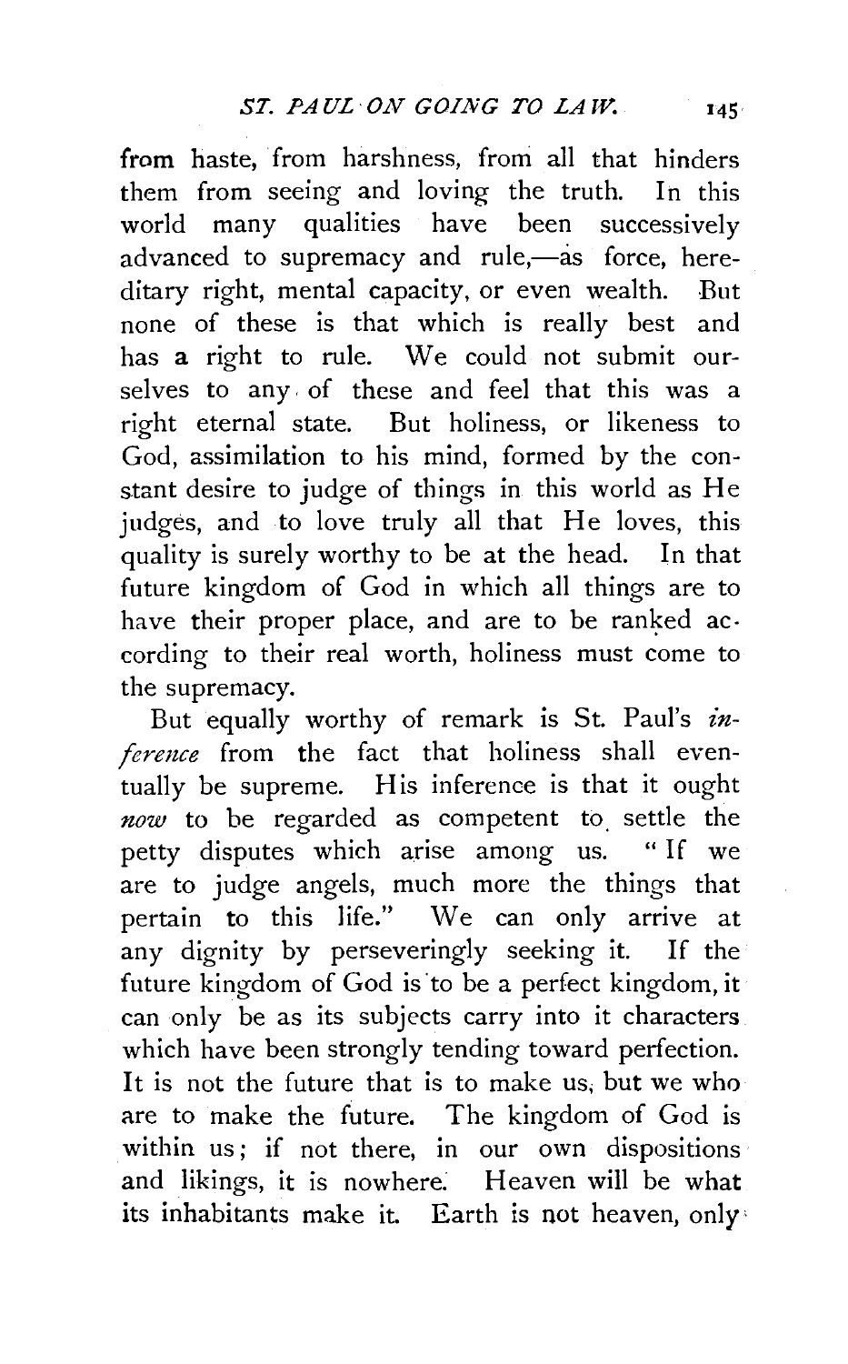from haste, from harshness, from all that hinders them from seeing and loving the truth. In this world many qualities have been successively advanced to supremacy and rule,—as force, hereditary right, mental capacity, or even wealth. But none of these is that which is really best and has a right to rule. We could not submit ourselves to any of these and feel that this was a right eternal state. But holiness, or likeness to God, assimilation to his mind, formed by the constant desire to judge of things in this world as He judges, and to love truly all that He loves, this quality is surely worthy to be at the head. In that future kingdom of God in which all things are to have their proper place, and are to be ranked according to their real worth, holiness must come to the supremacy.

But equally worthy of remark is St. Paul's *inference* from the fact that holiness shall eventually be supreme. His inference is that it ought *now* to be regarded as competent to settle the petty disputes which arise among us. "If we are to judge angels, much more the things that pertain to this life." We can only arrive at any dignity by perseveringly seeking it. If the future kingdom of God is to be a perfect kingdom, it can only be as its subjects carry into it characters which have been strongly tending toward perfection. It is not the future that is to make us, but we who are to make the future. The kingdom of God is within us; if not there, in our own dispositions and likings, it is nowhere. Heaven will be what its inhabitants make it. Earth is not heaven, only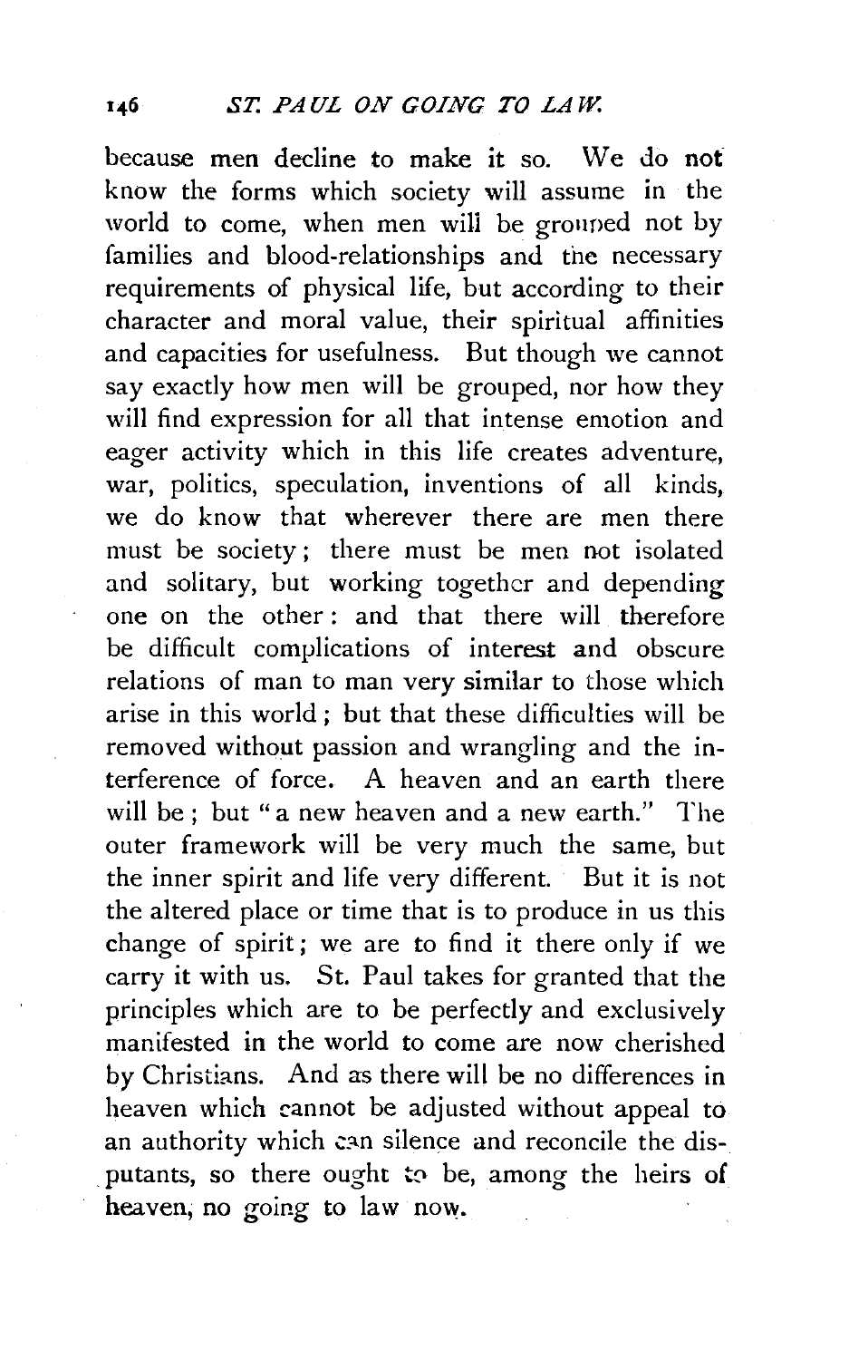because men decline to make it so. We do not know the forms which society will assume in the world to come, when men will be grouped not by families and blood-relationships and the necessary requirements of physical life, but according to their character and moral value, their spiritual affinities and capacities for usefulness. But though we cannot say exactly how men will be grouped, nor how they will find expression for all that intense emotion and eager activity which in this life creates adventure, war, politics, speculation, inventions of all kinds, we do know that wherever there are men there must be society; there must be men not isolated and solitary, but working together and depending one on the other: and that there will therefore be difficult complications of interest and obscure relations of man to man very similar to those which arise in this world; but that these difficulties will be removed without passion and wrangling and the interference of force. A heaven and an earth there will be; but "a new heaven and a new earth." The outer framework will be very much the same, but the inner spirit and life very different. But it is not the altered place or time that is to produce in us this change of spirit; we are to find it there only if we carry it with us. St. Paul takes for granted that the principles which are to be perfectly and exclusively manifested in the world to come are now cherished by Christians. And as there will be no differences in heaven which cannot be adjusted without appeal to an authority which can silence and reconcile the disputants, so there ought to be, among the heirs of heaven, no going to law now.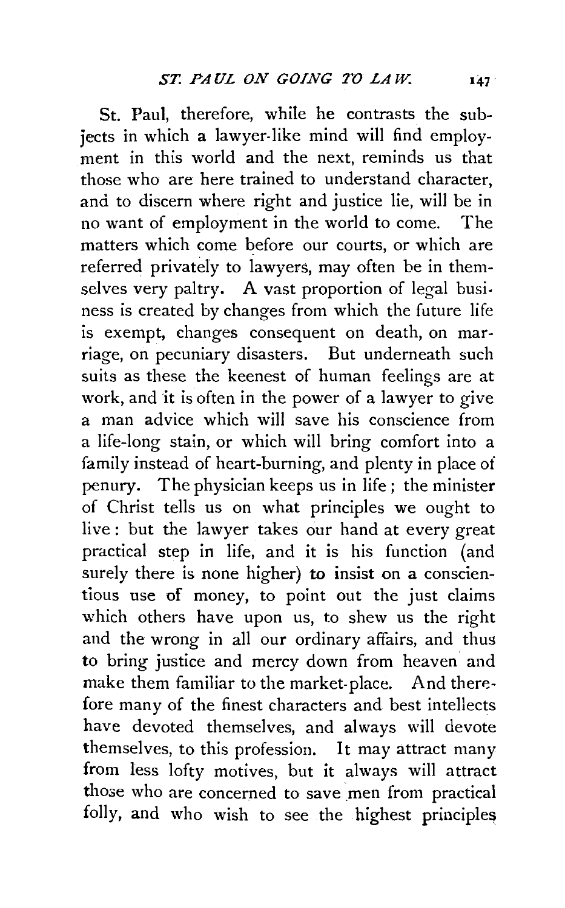St. Paul, therefore, while he contrasts the subjects in which a lawyer-like mind will find employment in this world and the next, reminds us that those who are here trained to understand character, and to discern where right and justice lie, will be in no want of employment in the world to come. The matters which come before our courts, or which are referred privately to lawyers, may often be in themselves very paltry. A vast proportion of legal business is created by changes from which the future life is exempt, changes consequent on death, on marriage, on pecuniary disasters. But underneath such suits as these the keenest of human feelings are at work, and it is often in the power of a lawyer to give a man advice which will save his conscience from a life-long stain, or which will bring comfort into a family instead of heart-burning, and plenty in place of penury. The physician keeps us in life; the minister of Christ tells us on what principles we ought to live: but the lawyer takes our hand at every great practical step in life, and it is his function (and surely there is none higher) to insist on a conscientious use of money, to point out the just claims which others have upon us, to shew us the right and the wrong in all our ordinary affairs, and thus to bring justice and mercy down from heaven and make them familiar to the market-place. And therefore many of the finest characters and best intellects have devoted themselves, and always will devote themselves, to this profession. It may attract many from less lofty motives, but it always will attract those who are concerned to save men from practical folly, and who wish to see the highest principles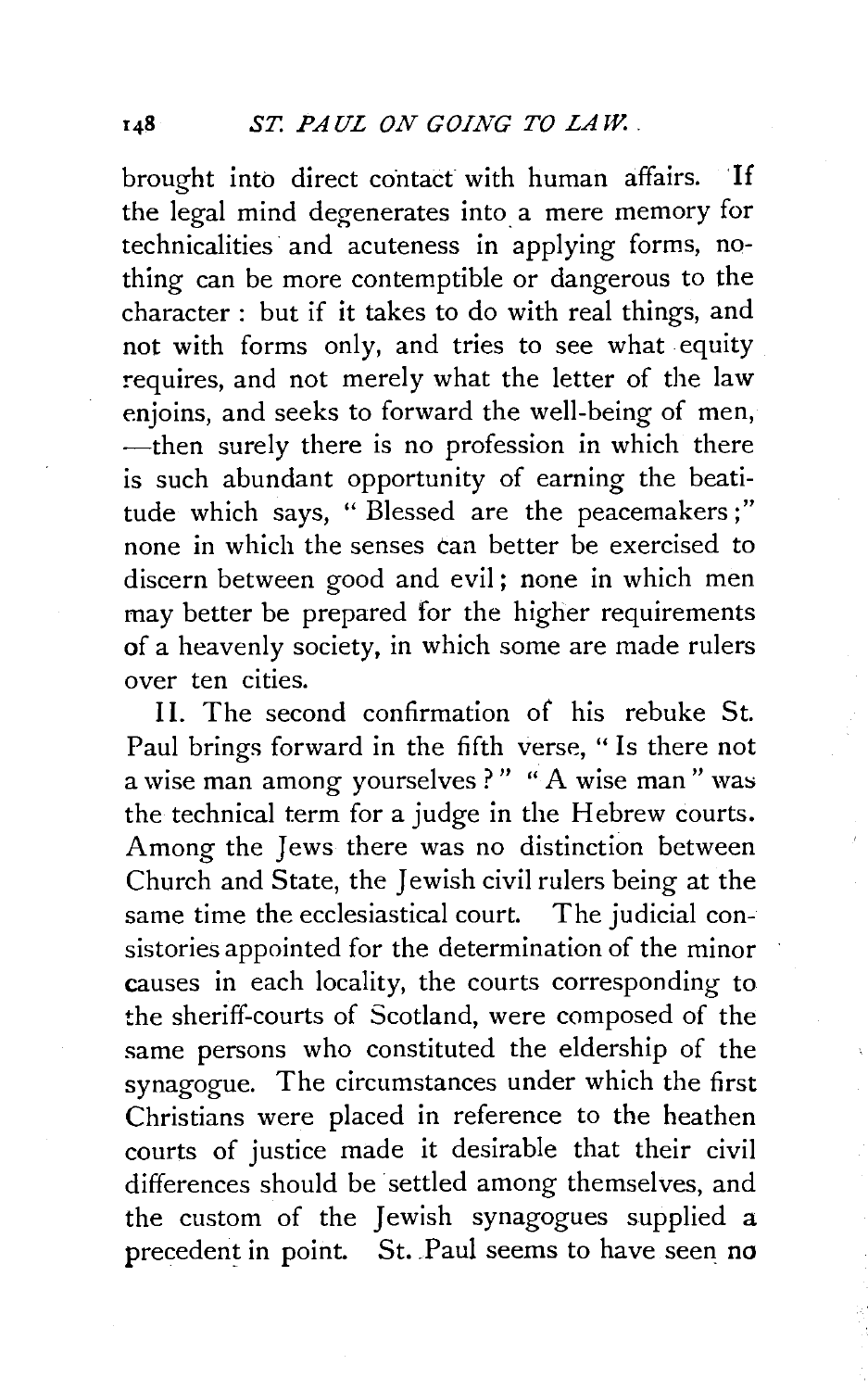brought into direct contact with human affairs. If the legal mind degenerates into a mere memory for technicalities and acuteness in applying forms, nothing can be more contemptible or dangerous to the character : but if it takes to do with real things, and not with forms only, and tries to see what equity requires, and not merely what the letter of the law enjoins, and seeks to forward the well-being of men, —then surely there is no profession in which there is such abundant opportunity of earning the beatitude which says, " Blessed are the peacemakers ;" none in which the senses can better be exercised to discern between good and evil; none in which men may better be prepared for the higher requirements of a heavenly society, in which some are made rulers over ten cities.

II. The second confirmation of his rebuke St. Paul brings forward in the fifth verse, " Is there not a wise man among yourselves ? " " A wise man " was the technical term for a judge in the Hebrew courts. Among the Jews there was no distinction between Church and State, the Jewish civil rulers being at the same time the ecclesiastical court. The judicial consistories appointed for the determination of the minor causes in each locality, the courts corresponding to the sheriff-courts of Scotland, were composed of the same persons who constituted the eldership of the synagogue. The circumstances under which the first Christians were placed in reference to the heathen courts of justice made it desirable that their civil differences should be settled among themselves, and the custom of the Jewish synagogues supplied a precedent in point. St. Paul seems to have seen no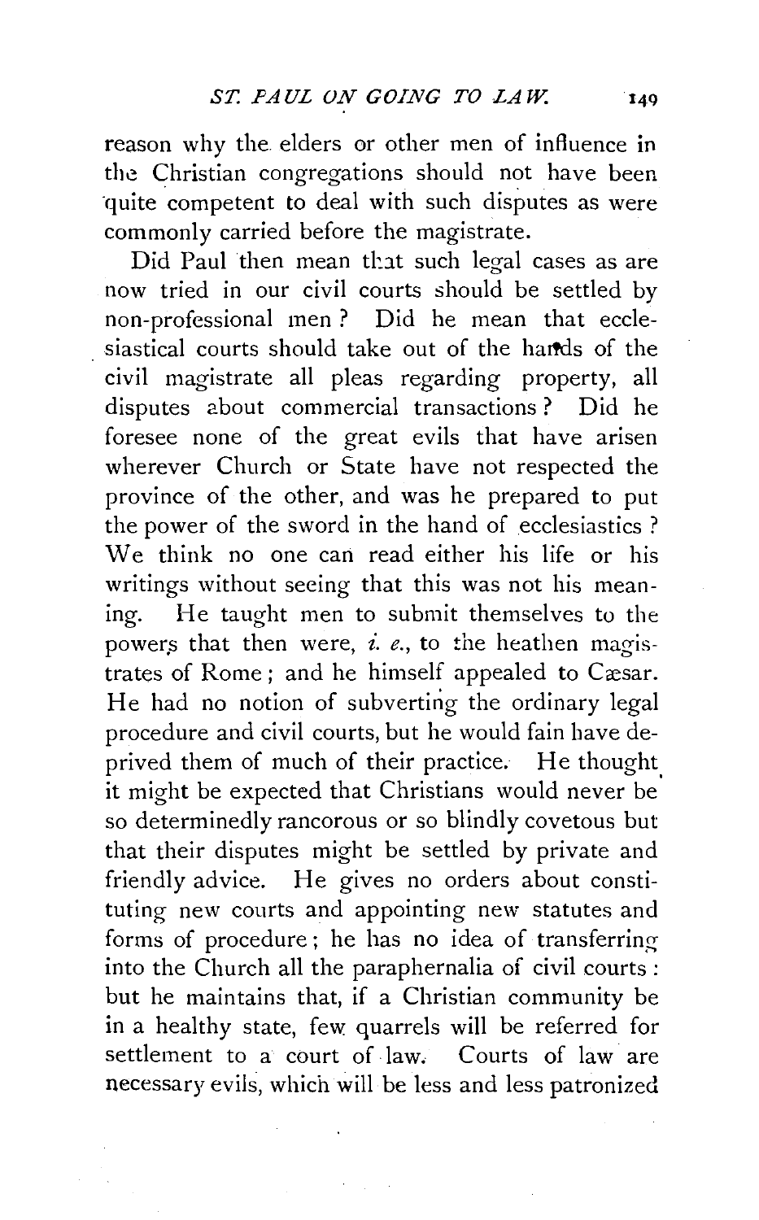reason why the elders or other men of influence in the Christian congregations should not have been quite competent to deal with such disputes as were commonly carried before the magistrate.

Did Paul then mean that such legal cases as are now tried in our civil courts should be settled by non-professional men? Did he mean that ecclesiastical courts should take out of the hands of the civil magistrate all pleas regarding property, all disputes about commercial transactions? Did he foresee none of the great evils that have arisen wherever Church or State have not respected the province of the other, and was he prepared to put the power of the sword in the hand of ecclesiastics? We think no one can read either his life or his writings without seeing that this was not his meaning. He taught men to submit themselves to the powers that then were, *i. e.*, to the heathen magistrates of Rome; and he himself appealed to Cæsar. He had no notion of subverting the ordinary legal procedure and civil courts, but he would fain have deprived them of much of their practice. He thought it might be expected that Christians would never be so determinedly rancorous or so blindly covetous but that their disputes might be settled by private and friendly advice. He gives no orders about constituting new courts and appointing new statutes and forms of procedure; he has no idea of transferring into the Church all the paraphernalia of civil courts: but he maintains that, if a Christian community be in a healthy state, few quarrels will be referred for settlement to a court of law. Courts of law are necessary evils, which will be less and less patronized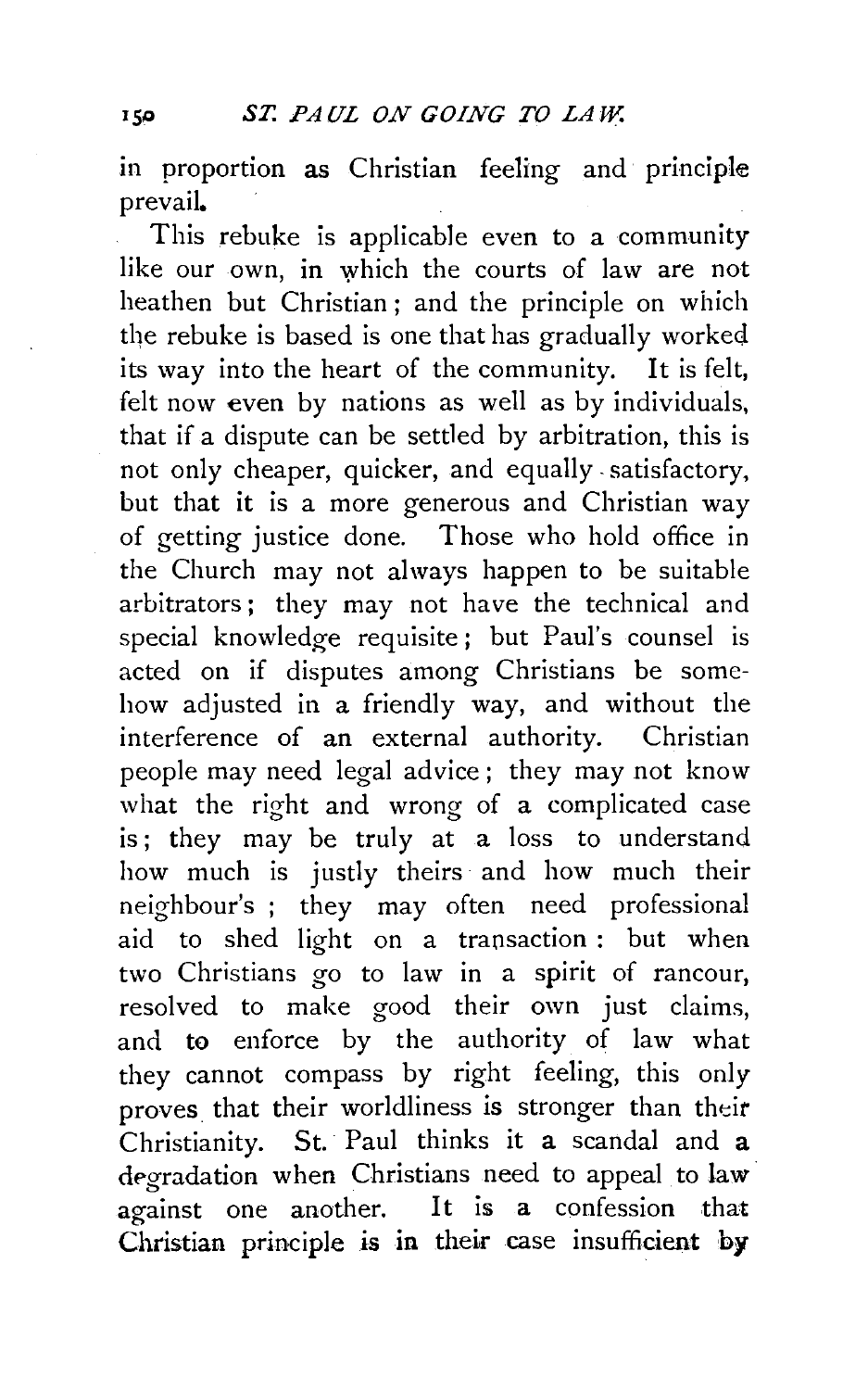in proportion as Christian feeling and principle prevail.

This rebuke is applicable even to a community like our own, in which the courts of law are not heathen but Christian; and the principle on which the rebuke is based is one that has gradually worked its way into the heart of the community. It is felt, felt now even by nations as well as by individuals, that if a dispute can be settled by arbitration, this is not only cheaper, quicker, and equally satisfactory, but that it is a more generous and Christian way of getting justice done. Those who hold office in the Church may not always happen to be suitable arbitrators; they may not have the technical and special knowledge requisite; but Paul's counsel is acted on if disputes among Christians be somehow adjusted in a friendly way, and without the interference of an external authority. Christian people may need legal advice; they may not know what the right and wrong of a complicated case is; they may be truly at a loss to understand how much is justly theirs and how much their neighbour's; they may often need professional aid to shed light on a transaction: but when two Christians go to law in a spirit of rancour, resolved to make good their own just claims, and to enforce by the authority of law what they cannot compass by right feeling, this only proves that their worldliness is stronger than their Christianity. St. Paul thinks it a scandal and a degradation when Christians need to appeal to law against one another. It is a confession that Christian principle is in their case insufficient by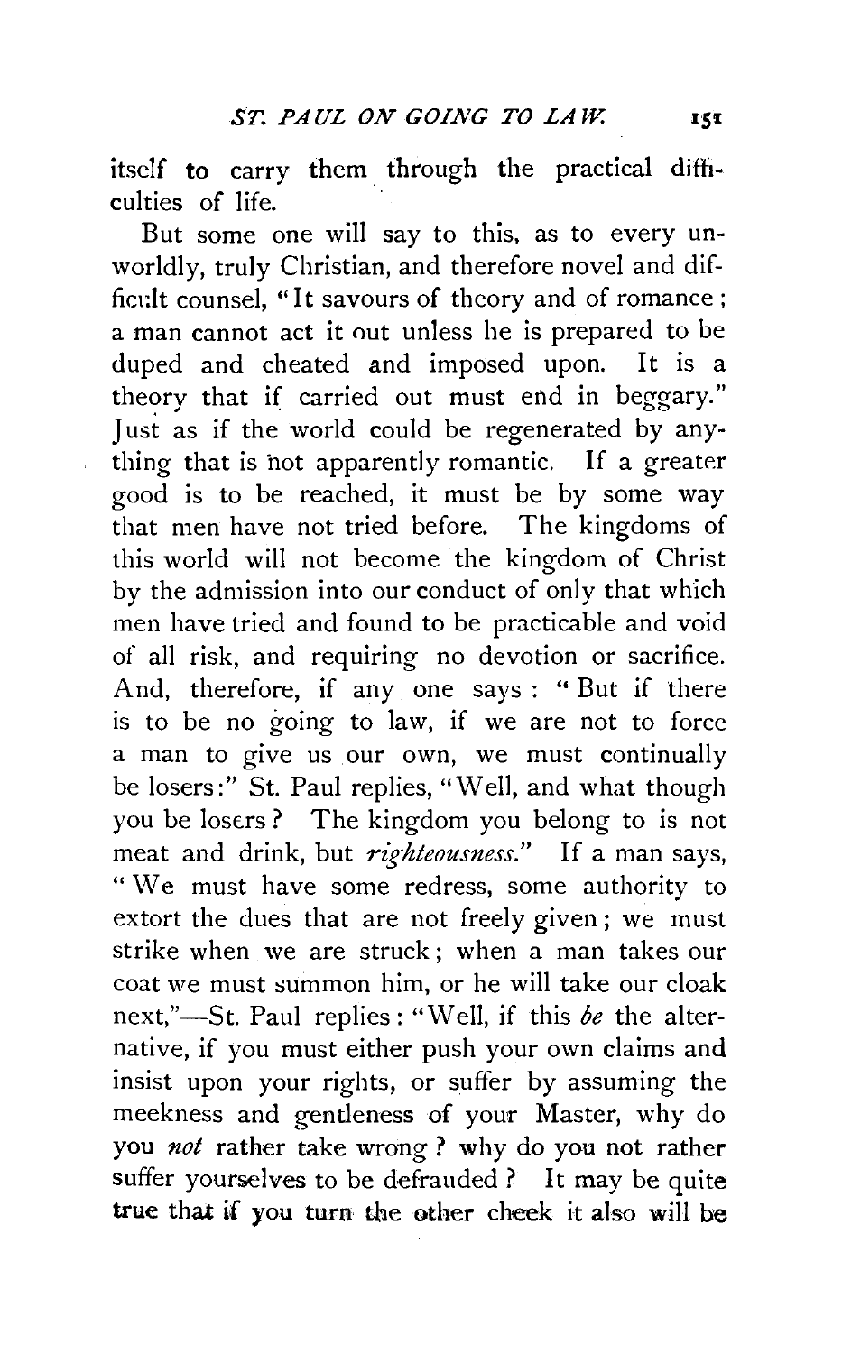itself to carry them through the practical difficulties of life.

But some one will say to this, as to every unworldly, truly Christian, and therefore novel and difficult counsel, "It savours of theory and of romance; a man cannot act it out unless he is prepared to be duped and cheated and imposed upon. It is a theory that if carried out must end in beggary." Just as if the world could be regenerated by anything that is not apparently romantic. If a greater good is to be reached, it must be by some way that men have not tried before. The kingdoms of this world will not become the kingdom of Christ by the admission into our conduct of only that which men have tried and found to be practicable and void of all risk, and requiring no devotion or sacrifice. And, therefore, if any one says: "But if there is to be no going to law, if we are not to force a man to give us our own, we must continually be losers:" St. Paul replies, "Well, and what though you be losers? The kingdom you belong to is not meat and drink, but *righteousness*." If a man says, "We must have some redress, some authority to extort the dues that are not freely given; we must strike when we are struck; when a man takes our coat we must summon him, or he will take our cloak next,"—St. Paul replies: "Well, if this *be* the alternative, if you must either push your own claims and insist upon your rights, or suffer by assuming the meekness and gentleness of your Master, why do you *not* rather take wrong? why do you not rather suffer yourselves to be defrauded? It may be quite true that if you turn the other cheek it also will be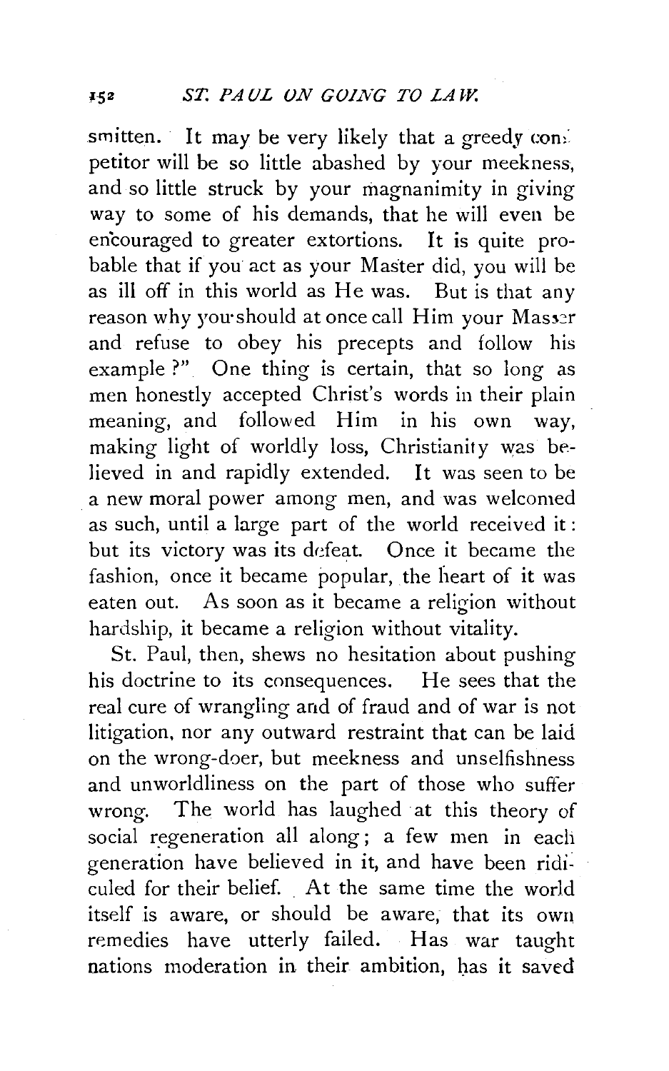smitten. It may be very likely that a greedy competitor will be so little abashed by your meekness, and so little struck by your magnanimity in giving way to some of his demands, that he will even be encouraged to greater extortions. It is quite probable that if you act as your Master did, you will be as ill off in this world as He was. But is that any reason why you should at once call Him your Master and refuse to obey his precepts and follow his example?" One thing is certain, that so long as men honestly accepted Christ's words in their plain meaning, and followed Him in his own way, making light of worldly loss, Christianity was believed in and rapidly extended. It was seen to be a new moral power among men, and was welcomed as such, until a large part of the world received it: but its victory was its defeat. Once it became the fashion, once it became popular, the heart of it was eaten out. As soon as it became a religion without hardship, it became a religion without vitality.

St. Paul, then, shews no hesitation about pushing his doctrine to its consequences. He sees that the real cure of wrangling and of fraud and of war is not litigation, nor any outward restraint that can be laid on the wrong-doer, but meekness and unselfishness and unworldliness on the part of those who suffer wrong. The world has laughed at this theory of social regeneration all along; a few men in each generation have believed in it, and have been ridiculed for their belief. At the same time the world itself is aware, or should be aware, that its own remedies have utterly failed. Has war taught nations moderation in their ambition, has it saved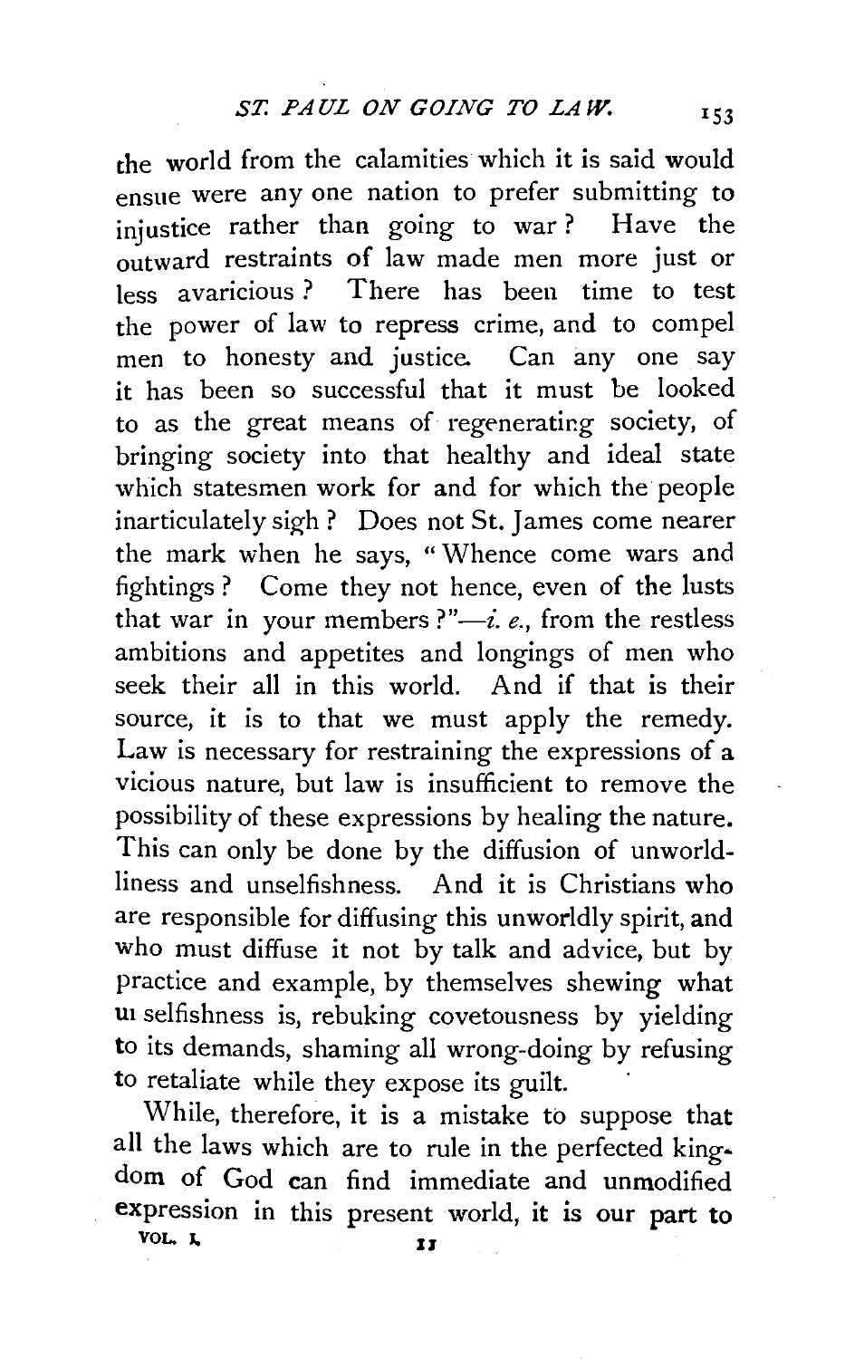the world from the calamities which it is said would ensue were any one nation to prefer submitting to injustice rather than going to war? Have the outward restraints of law made men more just or less avaricious? There has been time to test the power of law to repress crime, and to compel men to honesty and justice. Can any one say it has been so successful that it must be looked to as the great means of regenerating society, of bringing society into that healthy and ideal state which statesmen work for and for which the people inarticulately sigh? Does not St. James come nearer the mark when he says, "Whence come wars and fightings? Come they not hence, even of the lusts that war in your members?"—*i. e.*, from the restless ambitions and appetites and longings of men who seek their all in this world. And if that is their source, it is to that we must apply the remedy. Law is necessary for restraining the expressions of a vicious nature, but law is insufficient to remove the possibility of these expressions by healing the nature. This can only be done by the diffusion of unworldliness and unselfishness. And it is Christians who are responsible for diffusing this unworldly spirit, and who must diffuse it not by talk and advice, but by practice and example, by themselves shewing what unselfishness is, rebuking covetousness by yielding to its demands, shaming all wrong-doing by refusing to retaliate while they expose its guilt.

While, therefore, it is a mistake to suppose that all the laws which are to rule in the perfected kingdom of God can find immediate and unmodified expression in this present world, it is our part to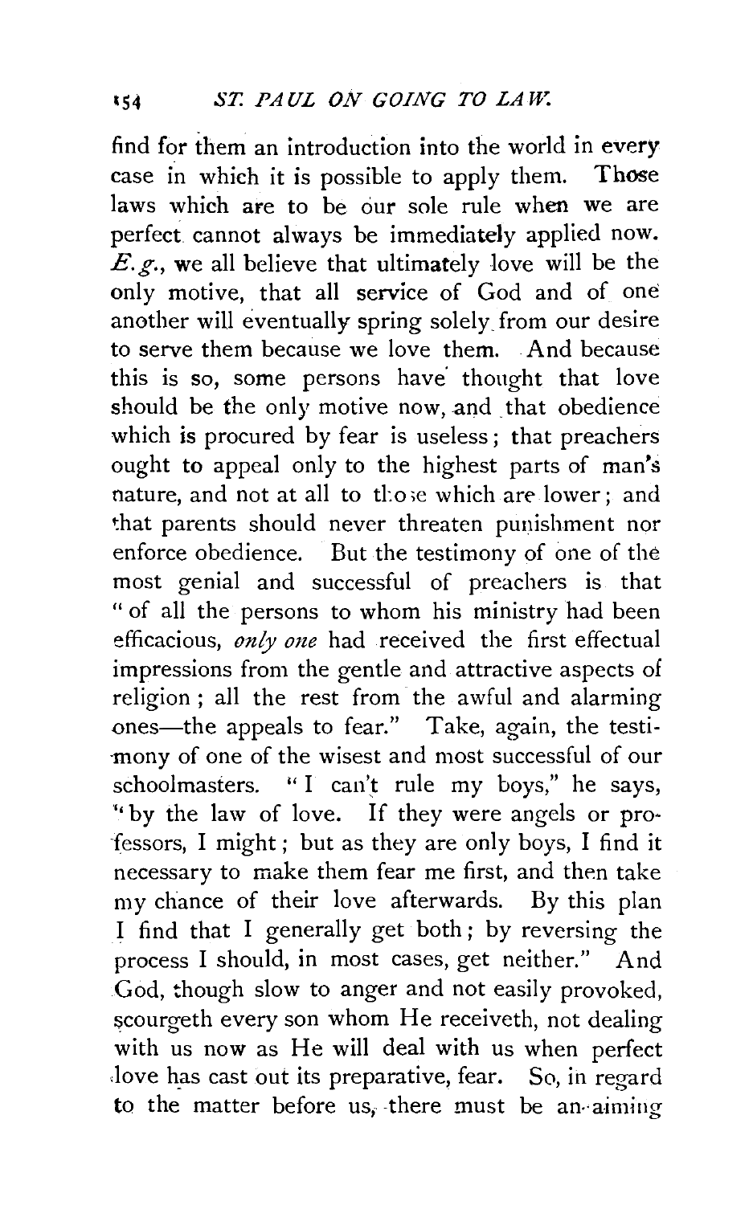find for them an introduction into the world in every case in which it is possible to apply them. Those laws which are to be our sole rule when we are perfect cannot always be immediately applied now. *E.g.*, we all believe that ultimately love will be the only motive, that all service of God and of one another will eventually spring solely from our desire to serve them because we love them. And because this is so, some persons have thought that love should be the only motive now, and that obedience which is procured by fear is useless; that preachers ought to appeal only to the highest parts of man's nature, and not at all to those which are lower; and that parents should never threaten punishment nor enforce obedience. But the testimony of one of the most genial and successful of preachers is that "of all the persons to whom his ministry had been efficacious, *only one* had received the first effectual impressions from the gentle and attractive aspects of religion; all the rest from the awful and alarming ones—the appeals to fear." Take, again, the testimony of one of the wisest and most successful of our schoolmasters. "I can't rule my boys," he says, "by the law of love. If they were angels or professors, I might; but as they are only boys, I find it necessary to make them fear me first, and then take my chance of their love afterwards. By this plan I find that I generally get both; by reversing the process I should, in most cases, get neither." And God, though slow to anger and not easily provoked, scourgeth every son whom He receiveth, not dealing with us now as He will deal with us when perfect love has cast out its preparative, fear. So, in regard to the matter before us, there must be an aiming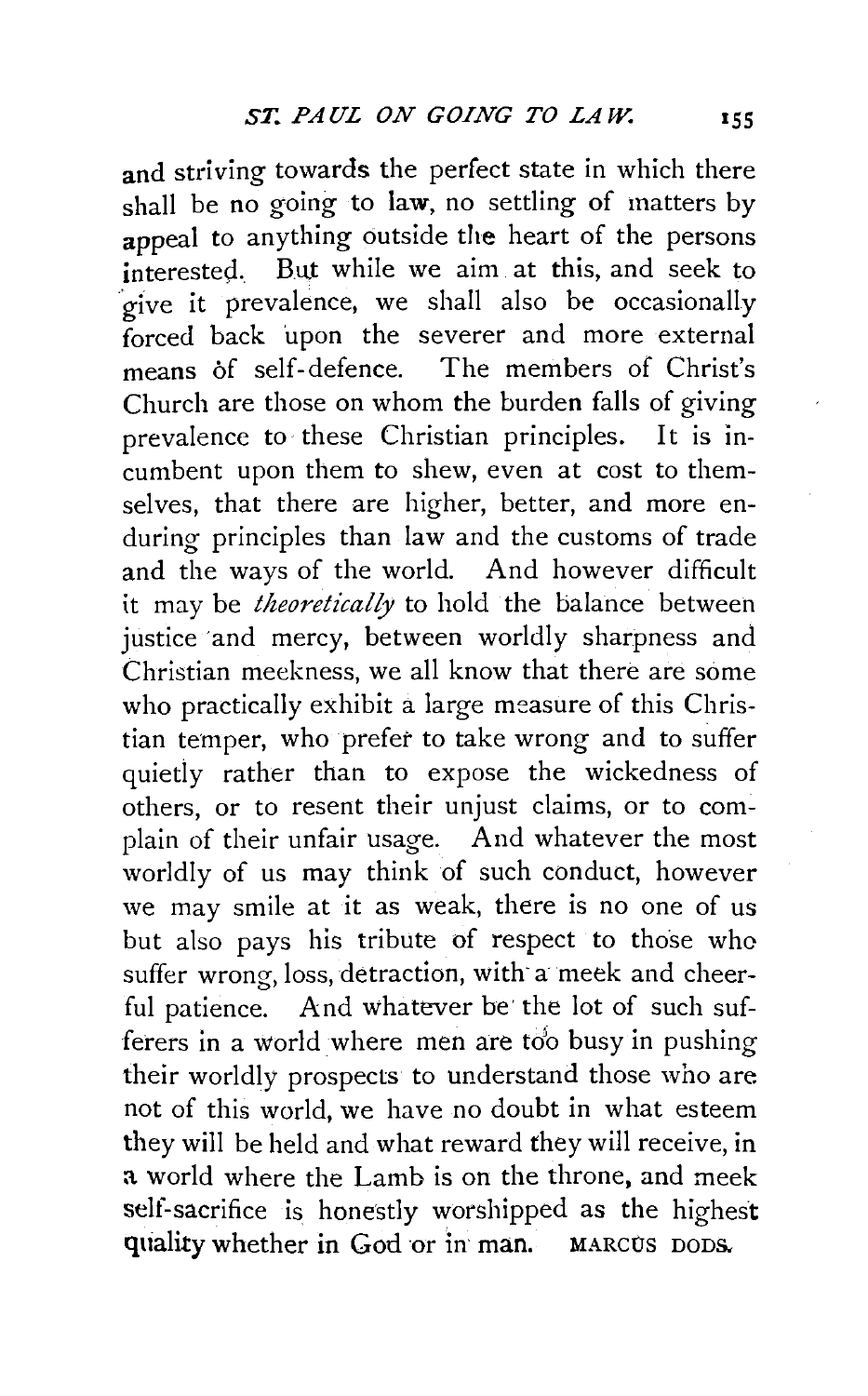and striving towards the perfect state in which there shall be no going to law, no settling of matters by appeal to anything outside the heart of the persons interested. But while we aim at this, and seek to give it prevalence, we shall also be occasionally forced back upon the severer and more external means of self-defence. The members of Christ's Church are those on whom the burden falls of giving prevalence to these Christian principles. It is incumbent upon them to shew, even at cost to themselves, that there are higher, better, and more enduring principles than law and the customs of trade and the ways of the world. And however difficult it may be *theoretically* to hold the balance between justice and mercy, between worldly sharpness and Christian meekness, we all know that there are some who practically exhibit a large measure of this Christian temper, who prefer to take wrong and to suffer quietly rather than to expose the wickedness of others, or to resent their unjust claims, or to complain of their unfair usage. And whatever the most worldly of us may think of such conduct, however we may smile at it as weak, there is no one of us but also pays his tribute of respect to those who suffer wrong, loss, detraction, with a meek and cheerful patience. And whatever be the lot of such sufferers in a world where men are too busy in pushing their worldly prospects to understand those who are not of this world, we have no doubt in what esteem they will be held and what reward they will receive, in a world where the Lamb is on the throne, and meek self-sacrifice is honestly worshipped as the highest quality whether in God or in man. MARCUS DODS.